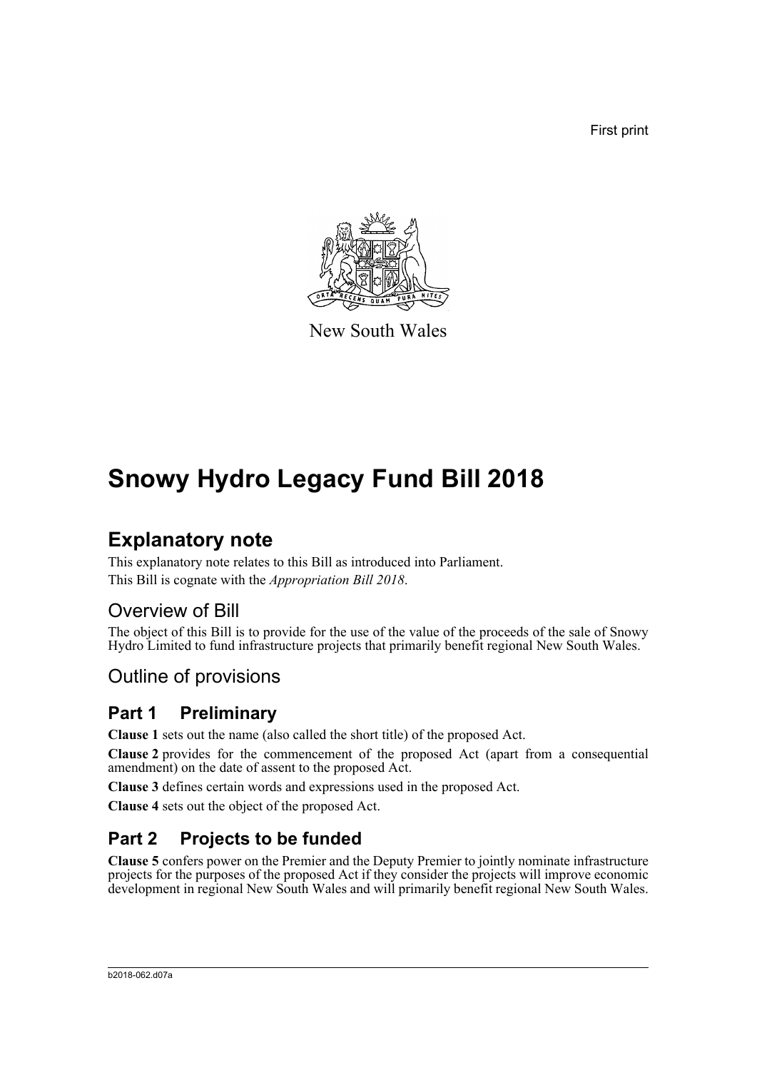First print

New South Wales

# Snowy Hydro Legacy Fund Bill 2018

## Explanatory note

This explanatory note relates to this Bill as introduced into Parliament.

This Bill is cognate with the *Appropriation Bill 2018*.

### Overview of Bill

The object of this Bill is to provide for the use of the value of the proceeds of the sale of Snowy Hydro Limited to fund infrastructure projects that primarily benefit regional New South Wales.

### Outline of provisions

## Part 1 Preliminary

**Clause 1** sets out the name (also called the short title) of the proposed Act.

**Clause 2** provides for the commencement of the proposed Act (apart from a consequential amendment) on the date of assent to the proposed Act.

**Clause 3** defines certain words and expressions used in the proposed Act.

**Clause 4** sets out the object of the proposed Act.

## Part 2 Projects to be funded

**Clause 5** confers power on the Premier and the Deputy Premier to jointly nominate infrastructure projects for the purposes of the proposed Act if they consider the projects will improve economic development in regional New South Wales and will primarily benefit regional New South Wales.

b2018-062.d07a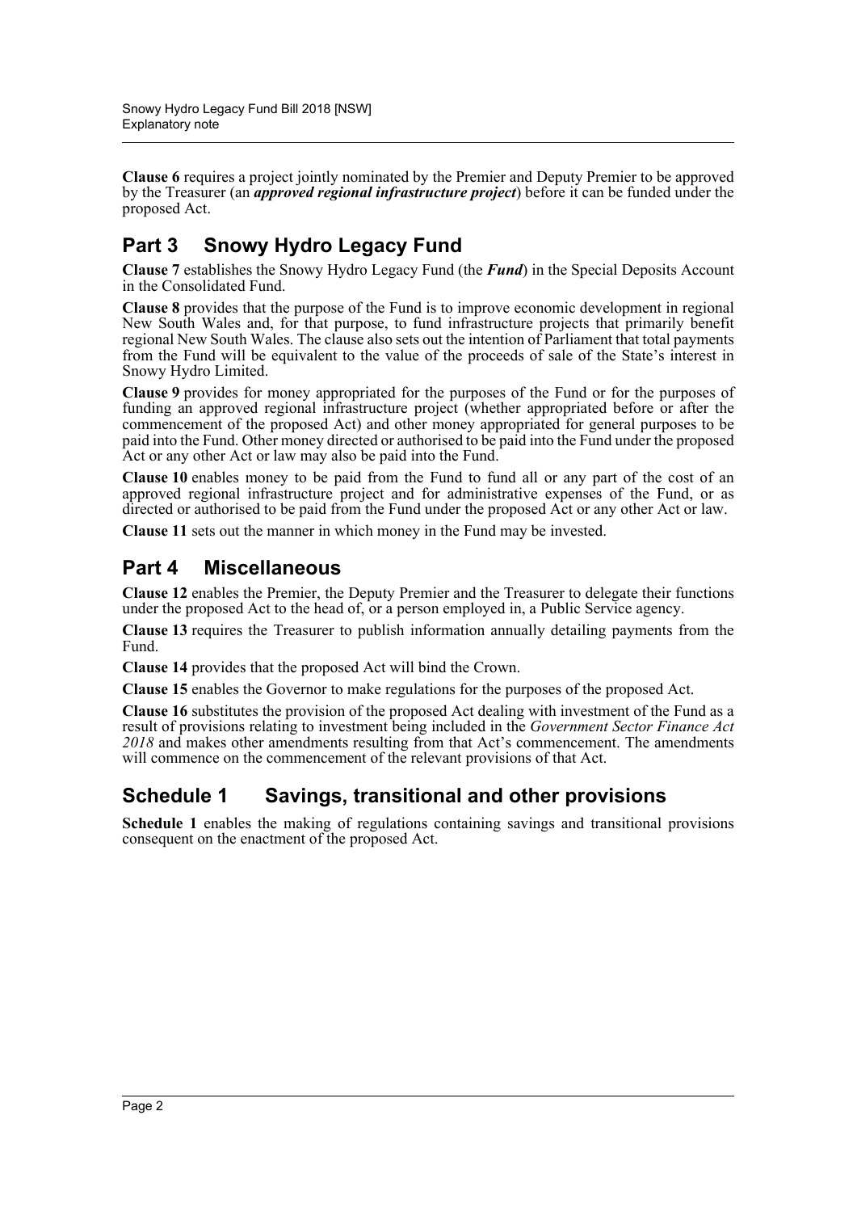**Clause 6** requires a project jointly nominated by the Premier and Deputy Premier to be approved by the Treasurer (an ***approved regional infrastructure project***) before it can be funded under the proposed Act.

## Part 3 Snowy Hydro Legacy Fund

**Clause 7** establishes the Snowy Hydro Legacy Fund (the ***Fund***) in the Special Deposits Account in the Consolidated Fund.

**Clause 8** provides that the purpose of the Fund is to improve economic development in regional New South Wales and, for that purpose, to fund infrastructure projects that primarily benefit regional New South Wales. The clause also sets out the intention of Parliament that total payments from the Fund will be equivalent to the value of the proceeds of sale of the State's interest in Snowy Hydro Limited.

**Clause 9** provides for money appropriated for the purposes of the Fund or for the purposes of funding an approved regional infrastructure project (whether appropriated before or after the commencement of the proposed Act) and other money appropriated for general purposes to be paid into the Fund. Other money directed or authorised to be paid into the Fund under the proposed Act or any other Act or law may also be paid into the Fund.

**Clause 10** enables money to be paid from the Fund to fund all or any part of the cost of an approved regional infrastructure project and for administrative expenses of the Fund, or as directed or authorised to be paid from the Fund under the proposed Act or any other Act or law.

**Clause 11** sets out the manner in which money in the Fund may be invested.

## Part 4 Miscellaneous

**Clause 12** enables the Premier, the Deputy Premier and the Treasurer to delegate their functions under the proposed Act to the head of, or a person employed in, a Public Service agency.

**Clause 13** requires the Treasurer to publish information annually detailing payments from the Fund.

**Clause 14** provides that the proposed Act will bind the Crown.

**Clause 15** enables the Governor to make regulations for the purposes of the proposed Act.

**Clause 16** substitutes the provision of the proposed Act dealing with investment of the Fund as a result of provisions relating to investment being included in the *Government Sector Finance Act 2018* and makes other amendments resulting from that Act's commencement. The amendments will commence on the commencement of the relevant provisions of that Act.

## Schedule 1 Savings, transitional and other provisions

**Schedule 1** enables the making of regulations containing savings and transitional provisions consequent on the enactment of the proposed Act.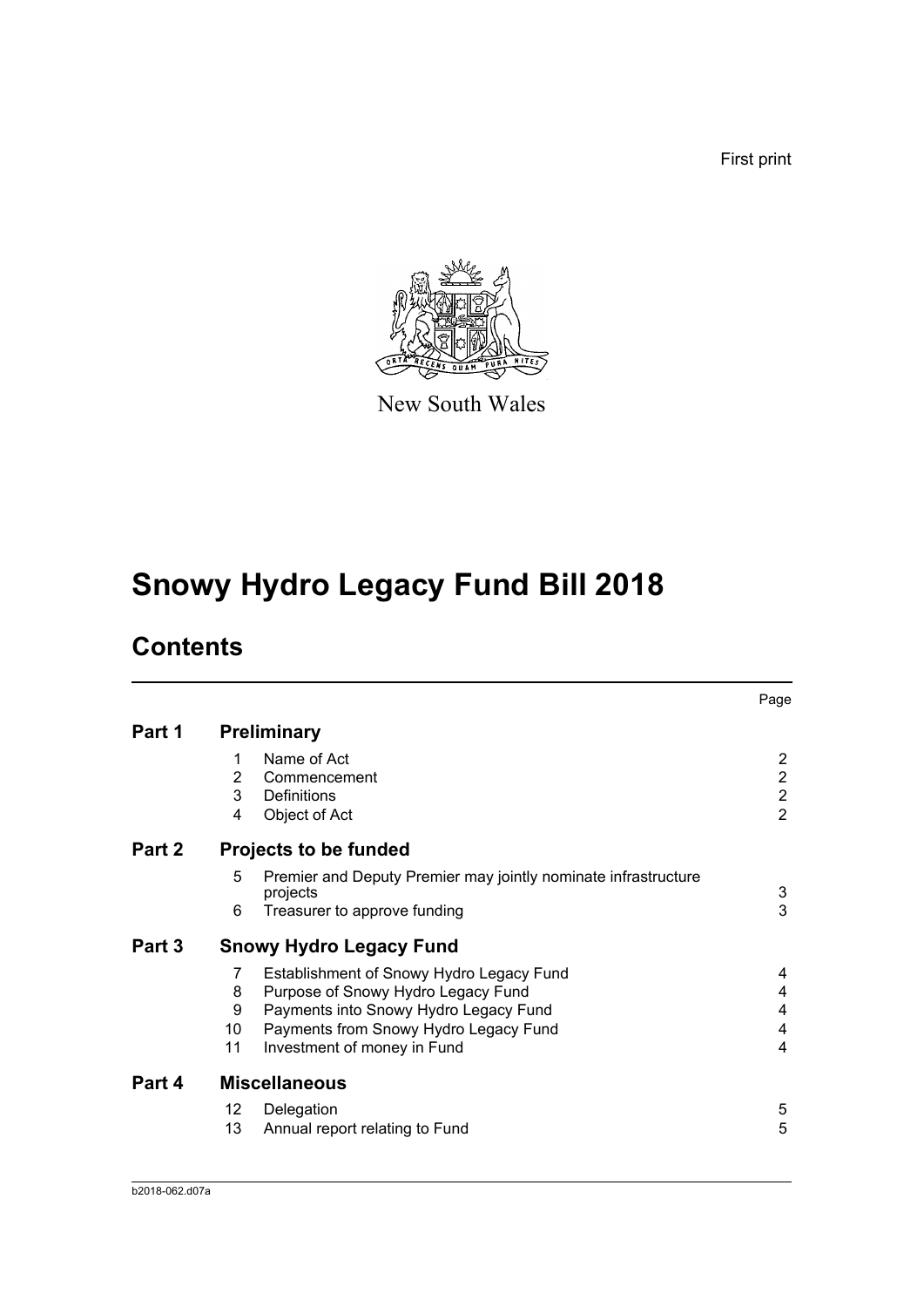First print

New South Wales

# Snowy Hydro Legacy Fund Bill 2018

## Contents

| | | | Page |
|---|---|---|---|
| **Part 1** | **Preliminary** | | |
| | 1 | Name of Act | 2 |
| | 2 | Commencement | 2 |
| | 3 | Definitions | 2 |
| | 4 | Object of Act | 2 |
| **Part 2** | **Projects to be funded** | | |
| | 5 | Premier and Deputy Premier may jointly nominate infrastructure projects | 3 |
| | 6 | Treasurer to approve funding | 3 |
| **Part 3** | **Snowy Hydro Legacy Fund** | | |
| | 7 | Establishment of Snowy Hydro Legacy Fund | 4 |
| | 8 | Purpose of Snowy Hydro Legacy Fund | 4 |
| | 9 | Payments into Snowy Hydro Legacy Fund | 4 |
| | 10 | Payments from Snowy Hydro Legacy Fund | 4 |
| | 11 | Investment of money in Fund | 4 |
| **Part 4** | **Miscellaneous** | | |
| | 12 | Delegation | 5 |
| | 13 | Annual report relating to Fund | 5 |

b2018-062.d07a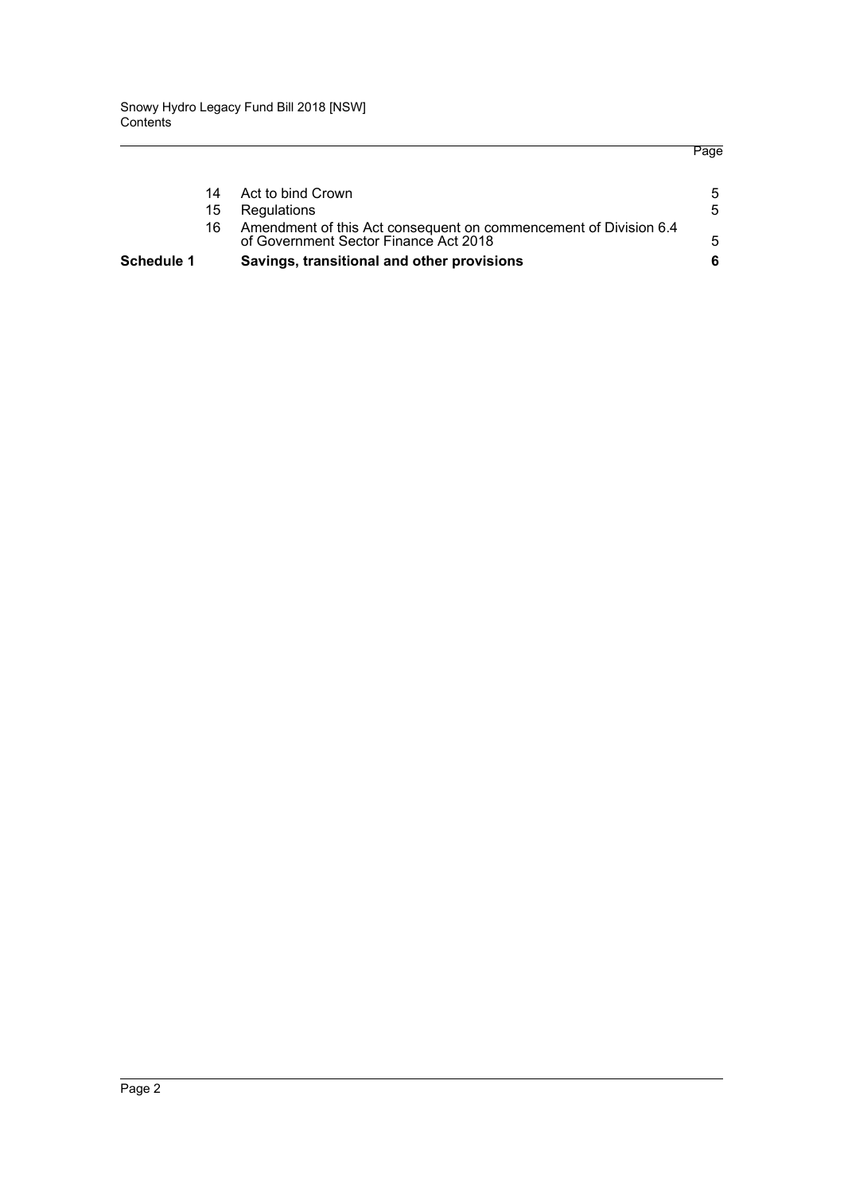| | | | Page |
|---|---|---|---|
| | 14 | Act to bind Crown | 5 |
| | 15 | Regulations | 5 |
| | 16 | Amendment of this Act consequent on commencement of Division 6.4 of Government Sector Finance Act 2018 | 5 |
| **Schedule 1** | | **Savings, transitional and other provisions** | **6** |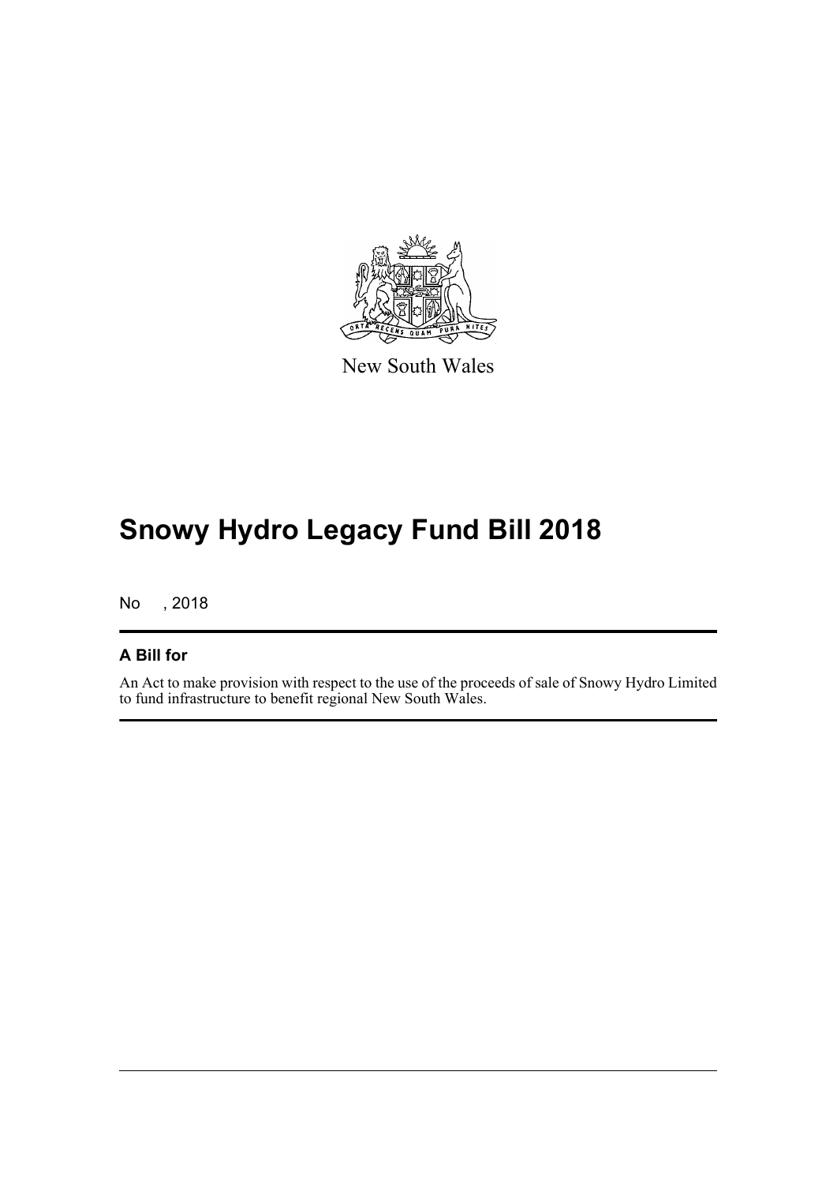New South Wales

# Snowy Hydro Legacy Fund Bill 2018

No , 2018

## A Bill for

An Act to make provision with respect to the use of the proceeds of sale of Snowy Hydro Limited to fund infrastructure to benefit regional New South Wales.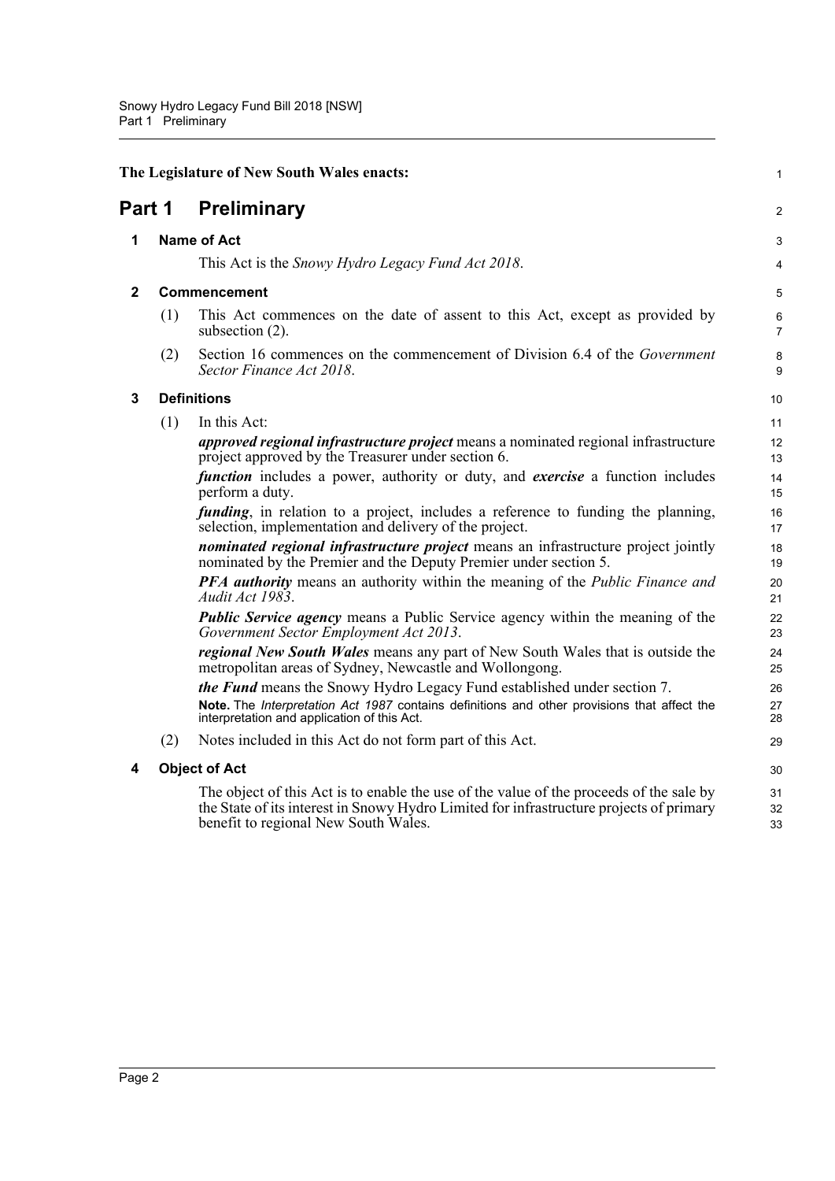The Legislature of New South Wales enacts:

# Part 1 Preliminary

## 1 Name of Act

This Act is the *Snowy Hydro Legacy Fund Act 2018*.

## 2 Commencement

(1) This Act commences on the date of assent to this Act, except as provided by subsection (2).

(2) Section 16 commences on the commencement of Division 6.4 of the *Government Sector Finance Act 2018*.

## 3 Definitions

(1) In this Act:

***approved regional infrastructure project*** means a nominated regional infrastructure project approved by the Treasurer under section 6.

***function*** includes a power, authority or duty, and ***exercise*** a function includes perform a duty.

***funding***, in relation to a project, includes a reference to funding the planning, selection, implementation and delivery of the project.

***nominated regional infrastructure project*** means an infrastructure project jointly nominated by the Premier and the Deputy Premier under section 5.

***PFA authority*** means an authority within the meaning of the *Public Finance and Audit Act 1983*.

***Public Service agency*** means a Public Service agency within the meaning of the *Government Sector Employment Act 2013*.

***regional New South Wales*** means any part of New South Wales that is outside the metropolitan areas of Sydney, Newcastle and Wollongong.

***the Fund*** means the Snowy Hydro Legacy Fund established under section 7.

**Note.** The *Interpretation Act 1987* contains definitions and other provisions that affect the interpretation and application of this Act.

(2) Notes included in this Act do not form part of this Act.

## 4 Object of Act

The object of this Act is to enable the use of the value of the proceeds of the sale by the State of its interest in Snowy Hydro Limited for infrastructure projects of primary benefit to regional New South Wales.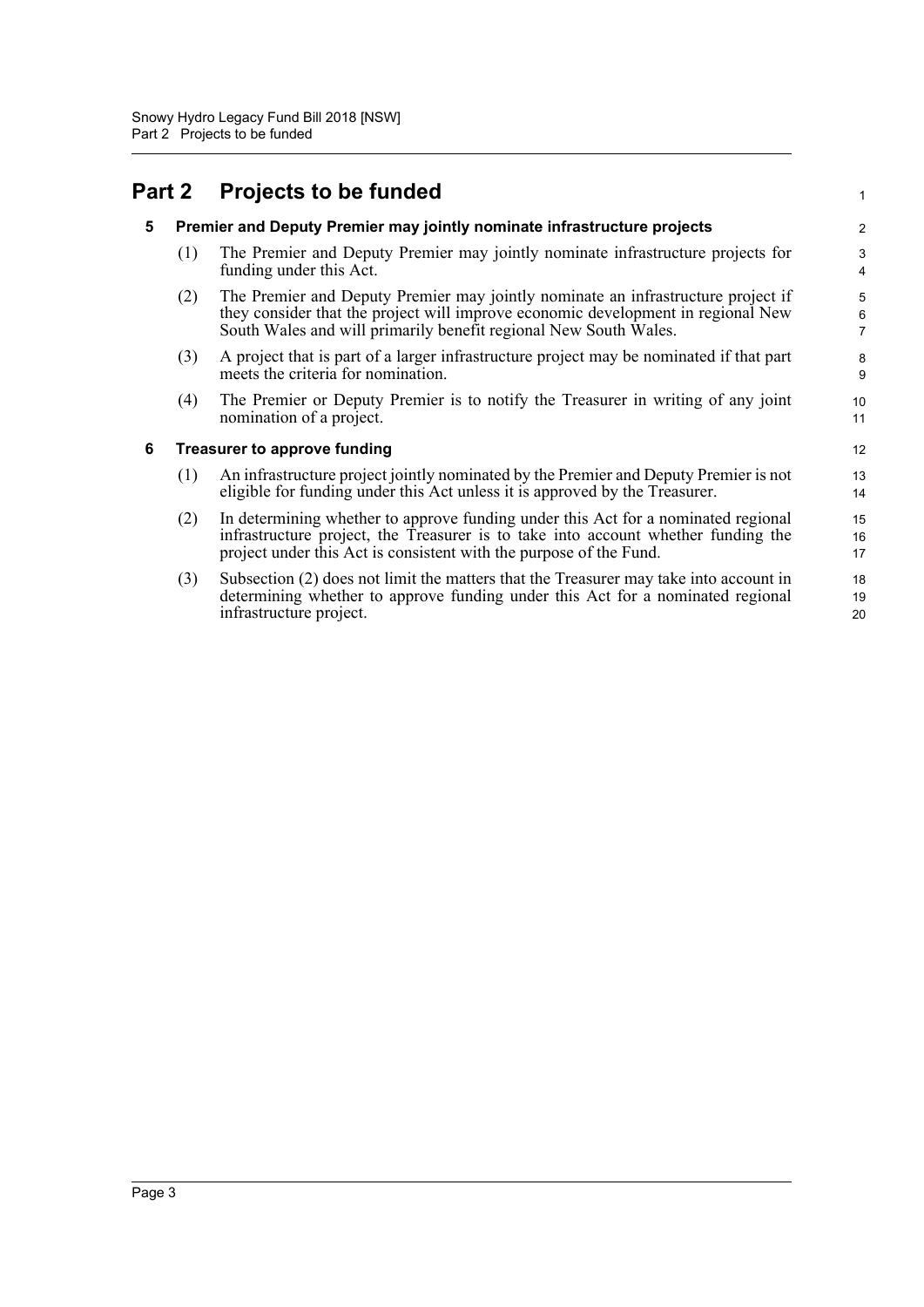# Part 2 Projects to be funded

## 5 Premier and Deputy Premier may jointly nominate infrastructure projects

(1) The Premier and Deputy Premier may jointly nominate infrastructure projects for funding under this Act.

(2) The Premier and Deputy Premier may jointly nominate an infrastructure project if they consider that the project will improve economic development in regional New South Wales and will primarily benefit regional New South Wales.

(3) A project that is part of a larger infrastructure project may be nominated if that part meets the criteria for nomination.

(4) The Premier or Deputy Premier is to notify the Treasurer in writing of any joint nomination of a project.

## 6 Treasurer to approve funding

(1) An infrastructure project jointly nominated by the Premier and Deputy Premier is not eligible for funding under this Act unless it is approved by the Treasurer.

(2) In determining whether to approve funding under this Act for a nominated regional infrastructure project, the Treasurer is to take into account whether funding the project under this Act is consistent with the purpose of the Fund.

(3) Subsection (2) does not limit the matters that the Treasurer may take into account in determining whether to approve funding under this Act for a nominated regional infrastructure project.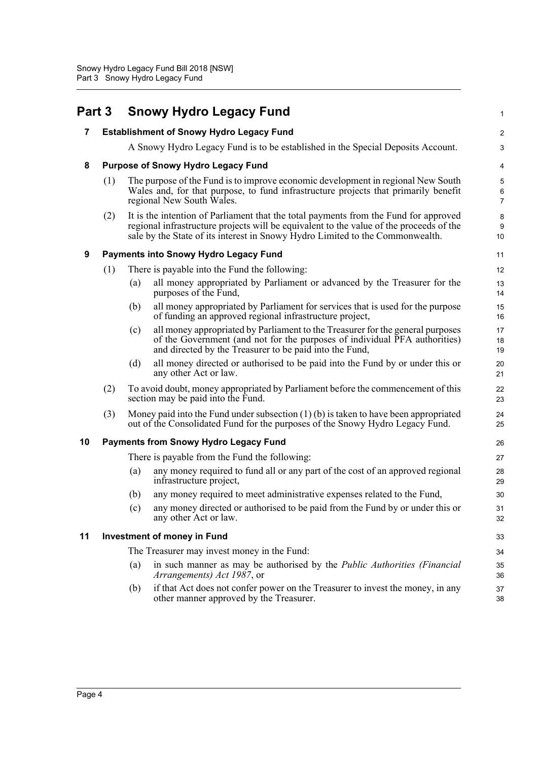# Part 3 Snowy Hydro Legacy Fund

## 7 Establishment of Snowy Hydro Legacy Fund

A Snowy Hydro Legacy Fund is to be established in the Special Deposits Account.

## 8 Purpose of Snowy Hydro Legacy Fund

(1) The purpose of the Fund is to improve economic development in regional New South Wales and, for that purpose, to fund infrastructure projects that primarily benefit regional New South Wales.

(2) It is the intention of Parliament that the total payments from the Fund for approved regional infrastructure projects will be equivalent to the value of the proceeds of the sale by the State of its interest in Snowy Hydro Limited to the Commonwealth.

## 9 Payments into Snowy Hydro Legacy Fund

(1) There is payable into the Fund the following:

- (a) all money appropriated by Parliament or advanced by the Treasurer for the purposes of the Fund,
- (b) all money appropriated by Parliament for services that is used for the purpose of funding an approved regional infrastructure project,
- (c) all money appropriated by Parliament to the Treasurer for the general purposes of the Government (and not for the purposes of individual PFA authorities) and directed by the Treasurer to be paid into the Fund,
- (d) all money directed or authorised to be paid into the Fund by or under this or any other Act or law.

(2) To avoid doubt, money appropriated by Parliament before the commencement of this section may be paid into the Fund.

(3) Money paid into the Fund under subsection (1) (b) is taken to have been appropriated out of the Consolidated Fund for the purposes of the Snowy Hydro Legacy Fund.

## 10 Payments from Snowy Hydro Legacy Fund

There is payable from the Fund the following:

- (a) any money required to fund all or any part of the cost of an approved regional infrastructure project,
- (b) any money required to meet administrative expenses related to the Fund,
- (c) any money directed or authorised to be paid from the Fund by or under this or any other Act or law.

## 11 Investment of money in Fund

The Treasurer may invest money in the Fund:

- (a) in such manner as may be authorised by the *Public Authorities (Financial Arrangements) Act 1987*, or
- (b) if that Act does not confer power on the Treasurer to invest the money, in any other manner approved by the Treasurer.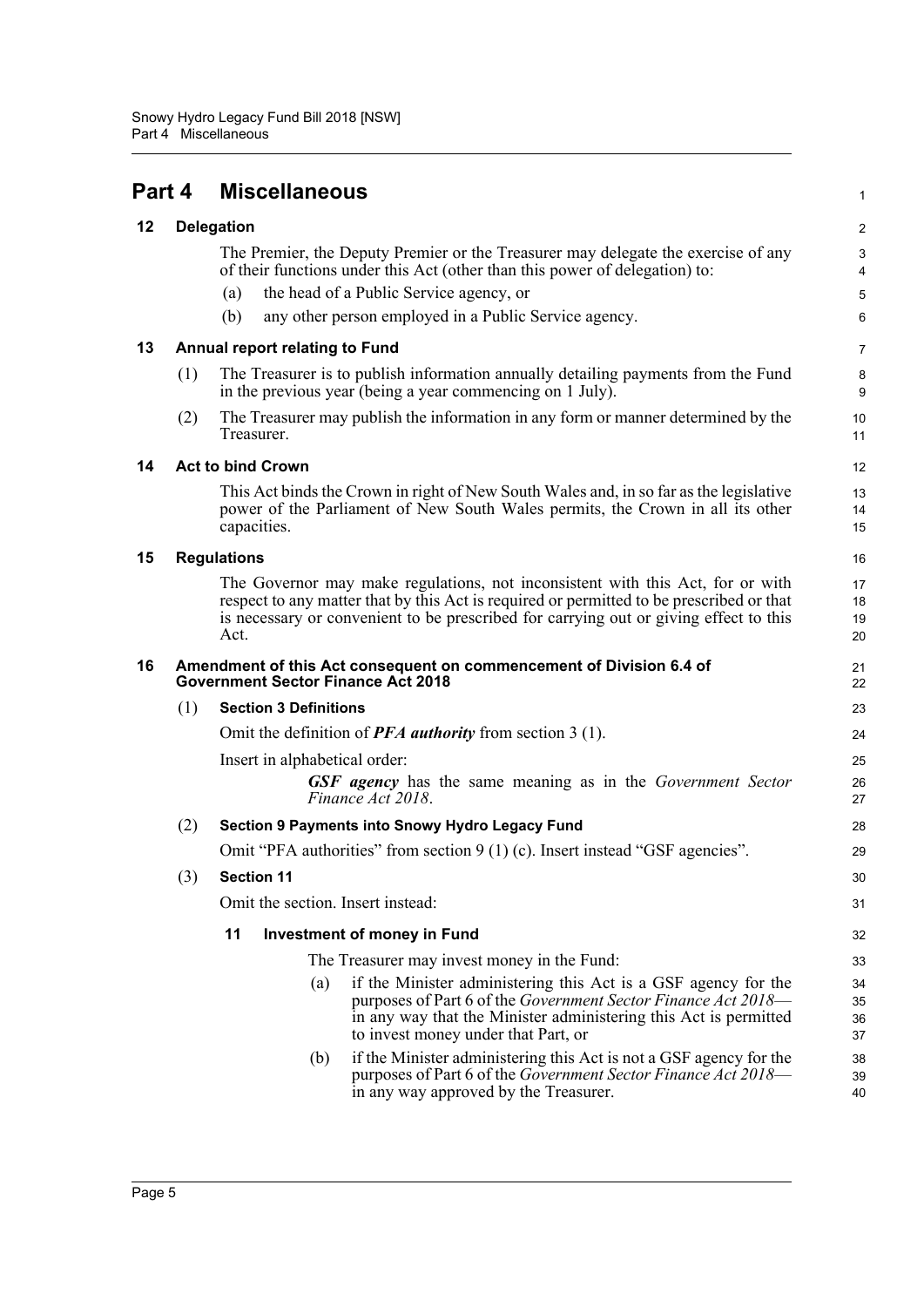# Part 4 Miscellaneous

## 12 Delegation

The Premier, the Deputy Premier or the Treasurer may delegate the exercise of any of their functions under this Act (other than this power of delegation) to:

(a) the head of a Public Service agency, or

(b) any other person employed in a Public Service agency.

## 13 Annual report relating to Fund

(1) The Treasurer is to publish information annually detailing payments from the Fund in the previous year (being a year commencing on 1 July).

(2) The Treasurer may publish the information in any form or manner determined by the Treasurer.

## 14 Act to bind Crown

This Act binds the Crown in right of New South Wales and, in so far as the legislative power of the Parliament of New South Wales permits, the Crown in all its other capacities.

## 15 Regulations

The Governor may make regulations, not inconsistent with this Act, for or with respect to any matter that by this Act is required or permitted to be prescribed or that is necessary or convenient to be prescribed for carrying out or giving effect to this Act.

## 16 Amendment of this Act consequent on commencement of Division 6.4 of Government Sector Finance Act 2018

(1) **Section 3 Definitions**

Omit the definition of ***PFA authority*** from section 3 (1).

Insert in alphabetical order:

> ***GSF agency*** has the same meaning as in the *Government Sector Finance Act 2018*.

(2) **Section 9 Payments into Snowy Hydro Legacy Fund**

Omit "PFA authorities" from section 9 (1) (c). Insert instead "GSF agencies".

(3) **Section 11**

Omit the section. Insert instead:

> **11 Investment of money in Fund**
>
> The Treasurer may invest money in the Fund:
>
> (a) if the Minister administering this Act is a GSF agency for the purposes of Part 6 of the *Government Sector Finance Act 2018*—in any way that the Minister administering this Act is permitted to invest money under that Part, or
>
> (b) if the Minister administering this Act is not a GSF agency for the purposes of Part 6 of the *Government Sector Finance Act 2018*—in any way approved by the Treasurer.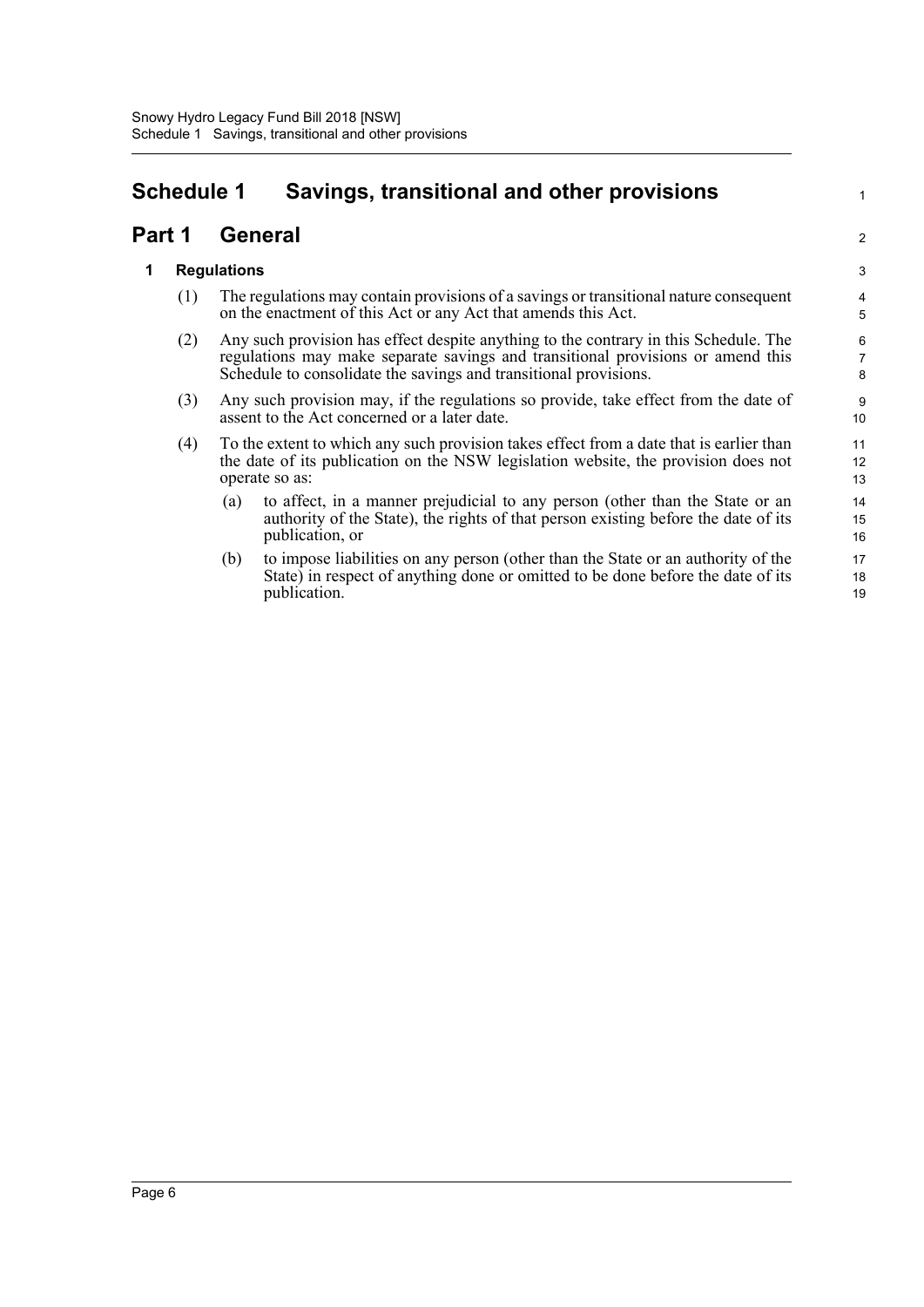# Schedule 1 Savings, transitional and other provisions

## Part 1 General

### 1 Regulations

(1) The regulations may contain provisions of a savings or transitional nature consequent on the enactment of this Act or any Act that amends this Act.

(2) Any such provision has effect despite anything to the contrary in this Schedule. The regulations may make separate savings and transitional provisions or amend this Schedule to consolidate the savings and transitional provisions.

(3) Any such provision may, if the regulations so provide, take effect from the date of assent to the Act concerned or a later date.

(4) To the extent to which any such provision takes effect from a date that is earlier than the date of its publication on the NSW legislation website, the provision does not operate so as:

- (a) to affect, in a manner prejudicial to any person (other than the State or an authority of the State), the rights of that person existing before the date of its publication, or
- (b) to impose liabilities on any person (other than the State or an authority of the State) in respect of anything done or omitted to be done before the date of its publication.